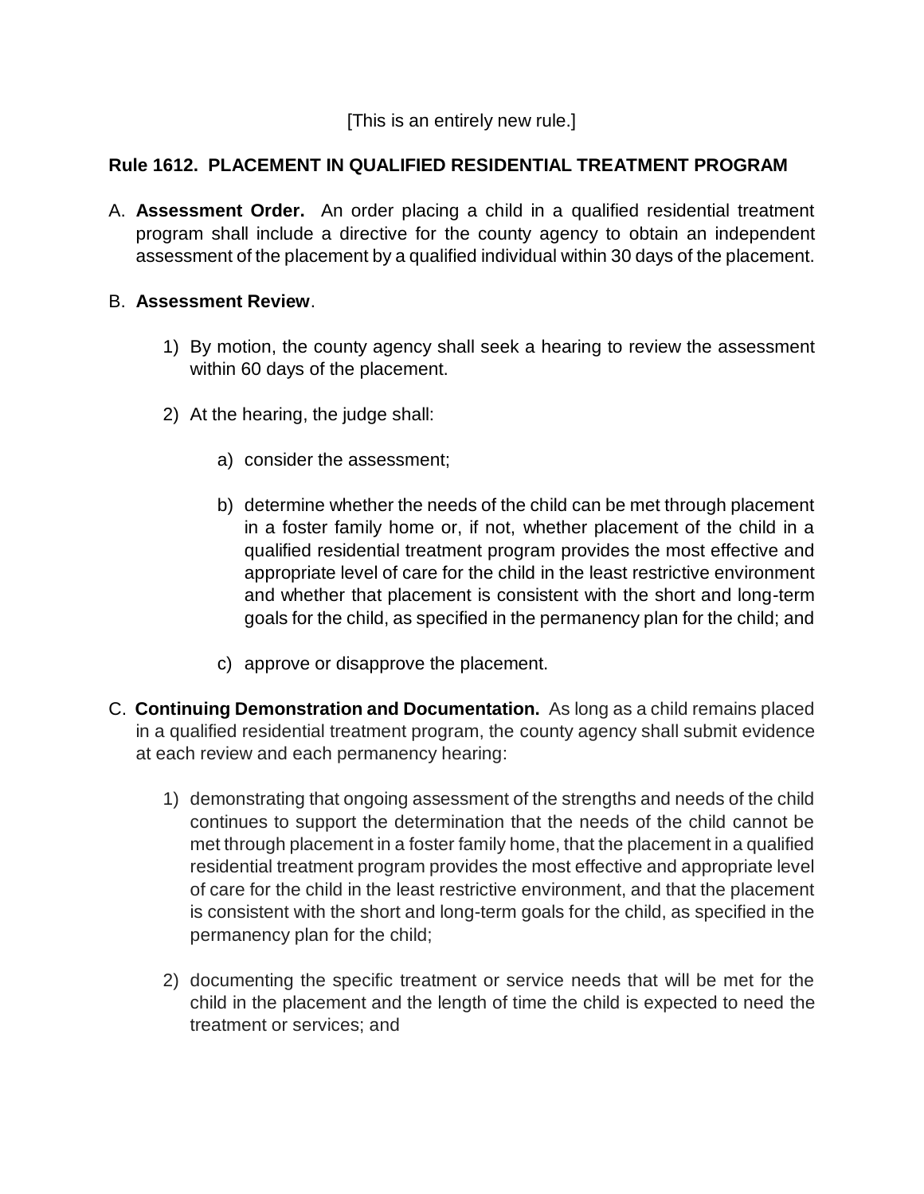[This is an entirely new rule.]

**Rule 1612. PLACEMENT IN QUALIFIED RESIDENTIAL TREATMENT PROGRAM**

A. **Assessment Order.** An order placing a child in a qualified residential treatment program shall include a directive for the county agency to obtain an independent assessment of the placement by a qualified individual within 30 days of the placement.

B. **Assessment Review**.

1) By motion, the county agency shall seek a hearing to review the assessment within 60 days of the placement.

2) At the hearing, the judge shall:

   a) consider the assessment;

   b) determine whether the needs of the child can be met through placement in a foster family home or, if not, whether placement of the child in a qualified residential treatment program provides the most effective and appropriate level of care for the child in the least restrictive environment and whether that placement is consistent with the short and long-term goals for the child, as specified in the permanency plan for the child; and

   c) approve or disapprove the placement.

C. **Continuing Demonstration and Documentation.** As long as a child remains placed in a qualified residential treatment program, the county agency shall submit evidence at each review and each permanency hearing:

1) demonstrating that ongoing assessment of the strengths and needs of the child continues to support the determination that the needs of the child cannot be met through placement in a foster family home, that the placement in a qualified residential treatment program provides the most effective and appropriate level of care for the child in the least restrictive environment, and that the placement is consistent with the short and long-term goals for the child, as specified in the permanency plan for the child;

2) documenting the specific treatment or service needs that will be met for the child in the placement and the length of time the child is expected to need the treatment or services; and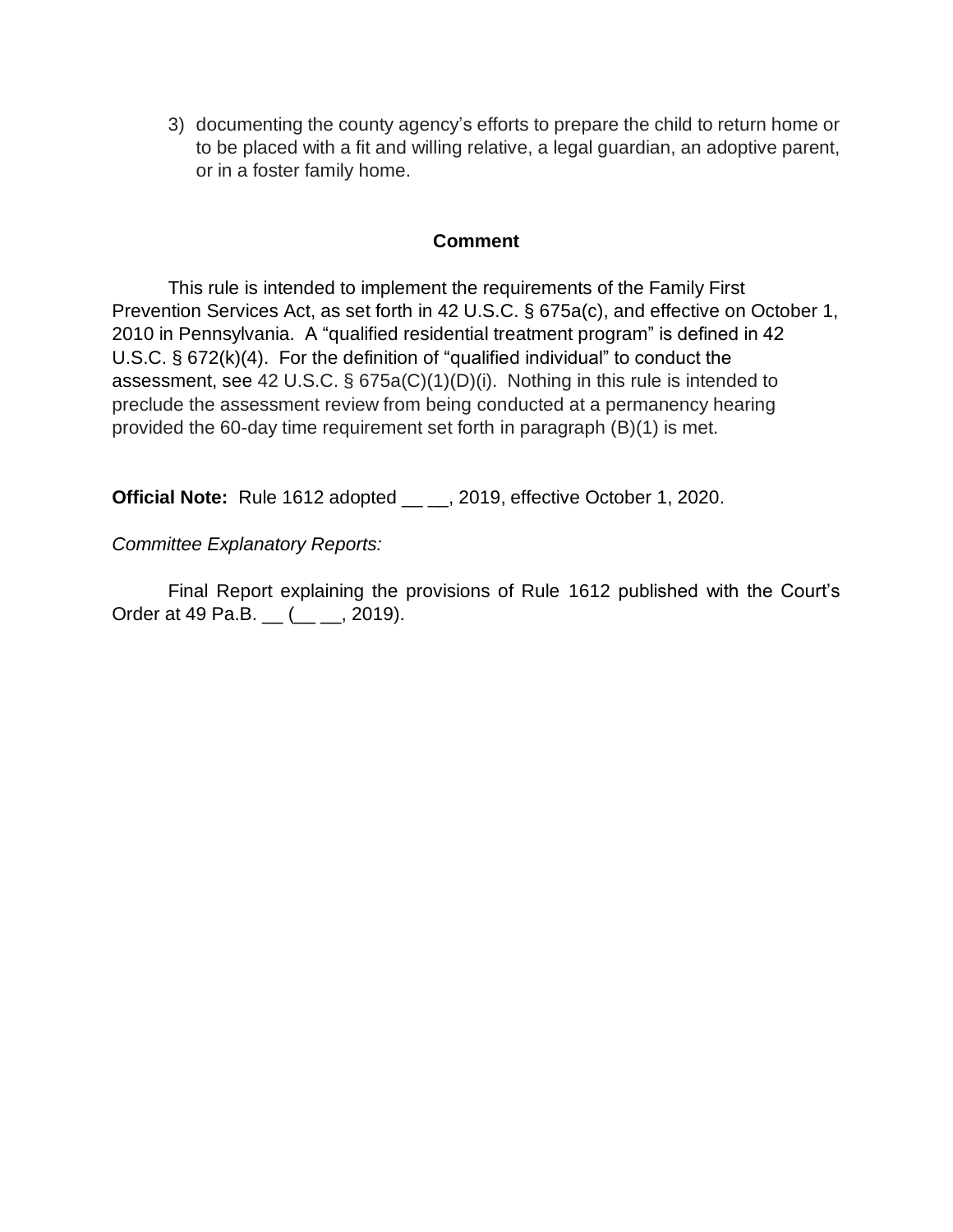3) documenting the county agency's efforts to prepare the child to return home or to be placed with a fit and willing relative, a legal guardian, an adoptive parent, or in a foster family home.

**Comment**

This rule is intended to implement the requirements of the Family First Prevention Services Act, as set forth in 42 U.S.C. § 675a(c), and effective on October 1, 2010 in Pennsylvania. A "qualified residential treatment program" is defined in 42 U.S.C. § 672(k)(4). For the definition of "qualified individual" to conduct the assessment, see 42 U.S.C. § 675a(C)(1)(D)(i). Nothing in this rule is intended to preclude the assessment review from being conducted at a permanency hearing provided the 60-day time requirement set forth in paragraph (B)(1) is met.

**Official Note:** Rule 1612 adopted __ __, 2019, effective October 1, 2020.

*Committee Explanatory Reports:*

Final Report explaining the provisions of Rule 1612 published with the Court's Order at 49 Pa.B. __ (__ __, 2019).